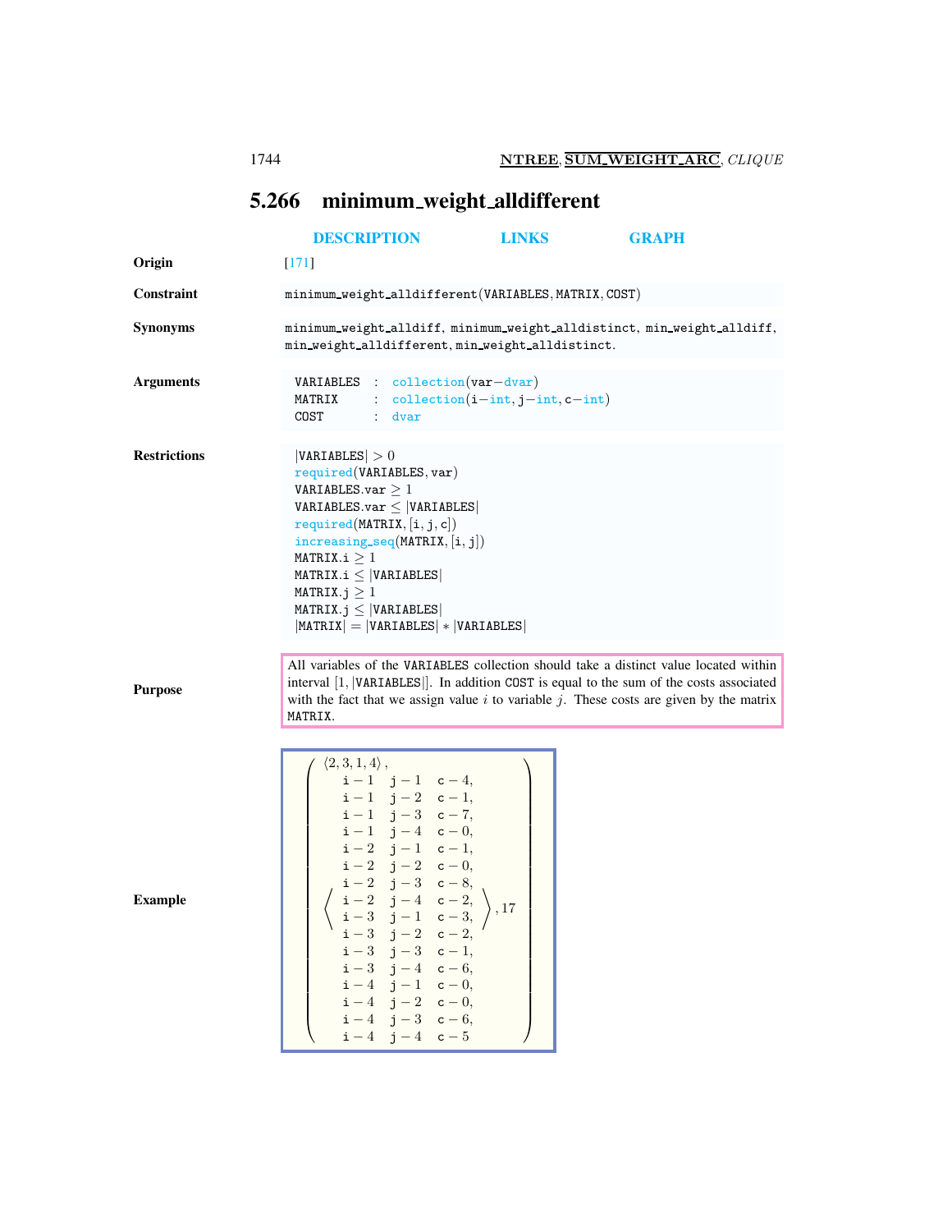## 5.266 minimum_weight_alldifferent

DESCRIPTION LINKS GRAPH

**Origin**

[171]

**Constraint**

minimum_weight_alldifferent(VARIABLES, MATRIX, COST)

**Synonyms**

minimum_weight_alldiff, minimum_weight_alldistinct, min_weight_alldiff, min_weight_alldifferent, min_weight_alldistinct.

**Arguments**

```
VARIABLES : collection(var-dvar)
MATRIX    : collection(i-int, j-int, c-int)
COST      : dvar
```

**Restrictions**

$|\texttt{VARIABLES}| > 0$
required(VARIABLES, var)
$\texttt{VARIABLES.var} \geq 1$
$\texttt{VARIABLES.var} \leq |\texttt{VARIABLES}|$
required(MATRIX, [i, j, c])
increasing_seq(MATRIX, [i, j])
$\texttt{MATRIX.i} \geq 1$
$\texttt{MATRIX.i} \leq |\texttt{VARIABLES}|$
$\texttt{MATRIX.j} \geq 1$
$\texttt{MATRIX.j} \leq |\texttt{VARIABLES}|$
$|\texttt{MATRIX}| = |\texttt{VARIABLES}| * |\texttt{VARIABLES}|$

**Purpose**

All variables of the VARIABLES collection should take a distinct value located within interval $[1, |\texttt{VARIABLES}|]$. In addition COST is equal to the sum of the costs associated with the fact that we assign value $i$ to variable $j$. These costs are given by the matrix MATRIX.

**Example**

$$
\left(\begin{array}{l}
\langle 2,3,1,4\rangle, \\
\left\langle\begin{array}{lll}
\texttt{i}-1 & \texttt{j}-1 & \texttt{c}-4, \\
\texttt{i}-1 & \texttt{j}-2 & \texttt{c}-1, \\
\texttt{i}-1 & \texttt{j}-3 & \texttt{c}-7, \\
\texttt{i}-1 & \texttt{j}-4 & \texttt{c}-0, \\
\texttt{i}-2 & \texttt{j}-1 & \texttt{c}-1, \\
\texttt{i}-2 & \texttt{j}-2 & \texttt{c}-0, \\
\texttt{i}-2 & \texttt{j}-3 & \texttt{c}-8, \\
\texttt{i}-2 & \texttt{j}-4 & \texttt{c}-2, \\
\texttt{i}-3 & \texttt{j}-1 & \texttt{c}-3, \\
\texttt{i}-3 & \texttt{j}-2 & \texttt{c}-2, \\
\texttt{i}-3 & \texttt{j}-3 & \texttt{c}-1, \\
\texttt{i}-3 & \texttt{j}-4 & \texttt{c}-6, \\
\texttt{i}-4 & \texttt{j}-1 & \texttt{c}-0, \\
\texttt{i}-4 & \texttt{j}-2 & \texttt{c}-0, \\
\texttt{i}-4 & \texttt{j}-3 & \texttt{c}-6, \\
\texttt{i}-4 & \texttt{j}-4 & \texttt{c}-5
\end{array}\right\rangle, 17
\end{array}\right)
$$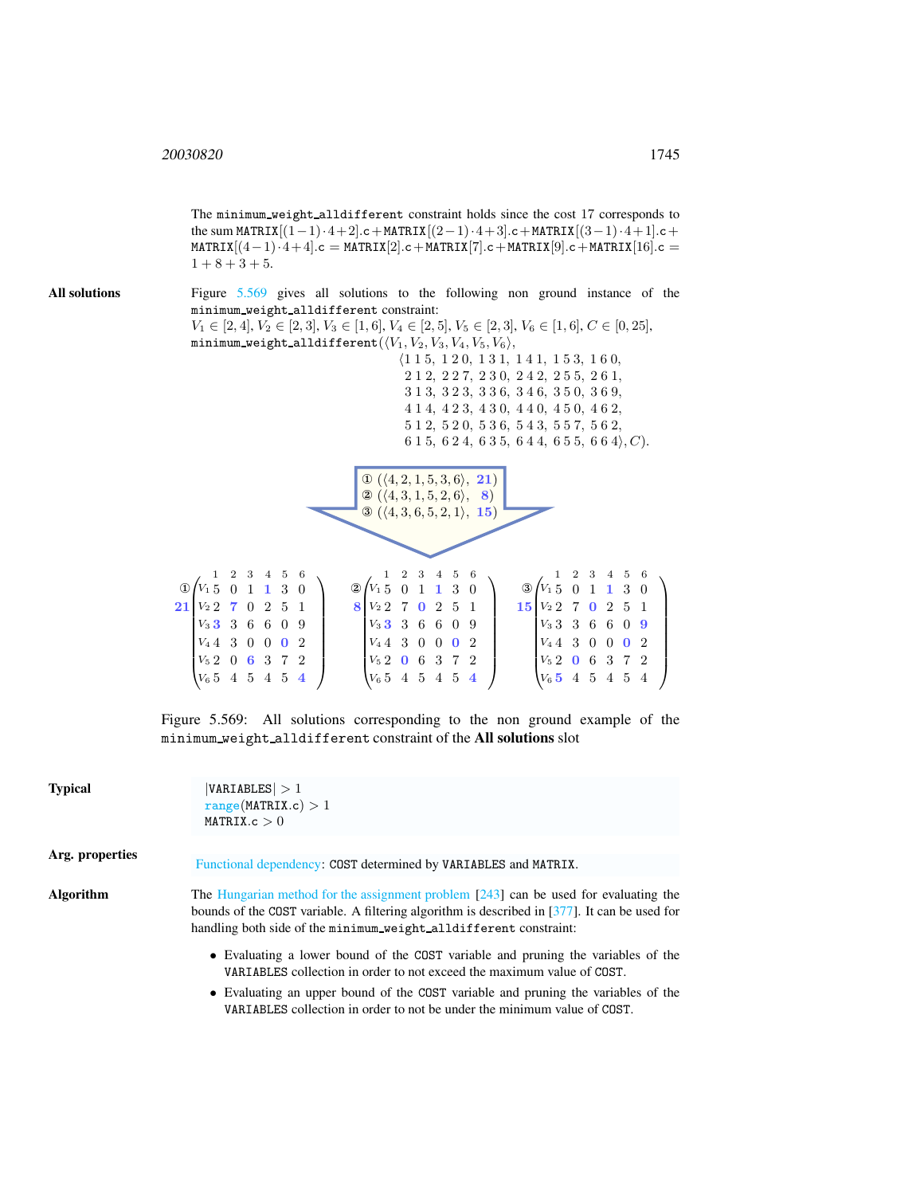The minimum_weight_alldifferent constraint holds since the cost 17 corresponds to the sum MATRIX$[(1-1)\cdot4+2]$.c + MATRIX$[(2-1)\cdot4+3]$.c + MATRIX$[(3-1)\cdot4+1]$.c + MATRIX$[(4-1)\cdot4+4]$.c = MATRIX[2].c + MATRIX[7].c + MATRIX[9].c + MATRIX[16].c = $1+8+3+5$.

**All solutions**

Figure 5.569 gives all solutions to the following non ground instance of the minimum_weight_alldifferent constraint:
$V_1 \in [2,4]$, $V_2 \in [2,3]$, $V_3 \in [1,6]$, $V_4 \in [2,5]$, $V_5 \in [2,3]$, $V_6 \in [1,6]$, $C \in [0,25]$,
minimum_weight_alldifferent($\langle V_1, V_2, V_3, V_4, V_5, V_6\rangle$,
$\langle$1 1 5, 1 2 0, 1 3 1, 1 4 1, 1 5 3, 1 6 0,
2 1 2, 2 2 7, 2 3 0, 2 4 2, 2 5 5, 2 6 1,
3 1 3, 3 2 3, 3 3 6, 3 4 6, 3 5 0, 3 6 9,
4 1 4, 4 2 3, 4 3 0, 4 4 0, 4 5 0, 4 6 2,
5 1 2, 5 2 0, 5 3 6, 5 4 3, 5 5 7, 5 6 2,
6 1 5, 6 2 4, 6 3 5, 6 4 4, 6 5 5, 6 6 4$\rangle$, $C$).

① $(\langle 4,2,1,5,3,6\rangle,\ 21)$
② $(\langle 4,3,1,5,2,6\rangle,\ 8)$
③ $(\langle 4,3,6,5,2,1\rangle,\ 15)$

① (21)

| | 1 | 2 | 3 | 4 | 5 | 6 |
|---|---|---|---|---|---|---|
| $V_1$ | 5 | 0 | 1 | **1** | 3 | 0 |
| $V_2$ | 2 | **7** | 0 | 2 | 5 | 1 |
| $V_3$ | **3** | 3 | 6 | 6 | 0 | 9 |
| $V_4$ | 4 | 3 | 0 | 0 | **0** | 2 |
| $V_5$ | 2 | 0 | **6** | 3 | 7 | 2 |
| $V_6$ | 5 | 4 | 5 | 4 | 5 | **4** |

② (8)

| | 1 | 2 | 3 | 4 | 5 | 6 |
|---|---|---|---|---|---|---|
| $V_1$ | 5 | 0 | 1 | **1** | 3 | 0 |
| $V_2$ | 2 | 7 | **0** | 2 | 5 | 1 |
| $V_3$ | **3** | 3 | 6 | 6 | 0 | 9 |
| $V_4$ | 4 | 3 | 0 | 0 | **0** | 2 |
| $V_5$ | 2 | **0** | 6 | 3 | 7 | 2 |
| $V_6$ | 5 | 4 | 5 | 4 | 5 | **4** |

③ (15)

| | 1 | 2 | 3 | 4 | 5 | 6 |
|---|---|---|---|---|---|---|
| $V_1$ | 5 | 0 | 1 | **1** | 3 | 0 |
| $V_2$ | 2 | 7 | **0** | 2 | 5 | 1 |
| $V_3$ | 3 | 3 | 6 | 6 | 0 | **9** |
| $V_4$ | 4 | 3 | 0 | 0 | **0** | 2 |
| $V_5$ | 2 | **0** | 6 | 3 | 7 | 2 |
| $V_6$ | **5** | 4 | 5 | 4 | 5 | 4 |

Figure 5.569: All solutions corresponding to the non ground example of the minimum_weight_alldifferent constraint of the **All solutions** slot

**Typical**

$|$VARIABLES$| > 1$
range(MATRIX.c) $> 1$
MATRIX.c $> 0$

**Arg. properties**

Functional dependency: COST determined by VARIABLES and MATRIX.

**Algorithm**

The Hungarian method for the assignment problem [243] can be used for evaluating the bounds of the COST variable. A filtering algorithm is described in [377]. It can be used for handling both side of the minimum_weight_alldifferent constraint:

- Evaluating a lower bound of the COST variable and pruning the variables of the VARIABLES collection in order to not exceed the maximum value of COST.
- Evaluating an upper bound of the COST variable and pruning the variables of the VARIABLES collection in order to not be under the minimum value of COST.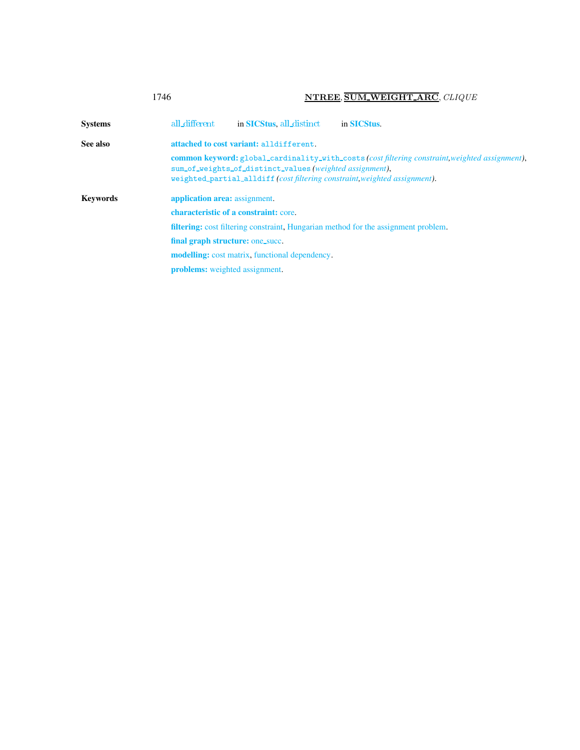**Systems** all_different in **SICStus**, all_distinct in **SICStus**.

**See also** **attached to cost variant:** alldifferent.

**common keyword:** global_cardinality_with_costs *(cost filtering constraint,weighted assignment)*, sum_of_weights_of_distinct_values *(weighted assignment)*, weighted_partial_alldiff *(cost filtering constraint,weighted assignment)*.

**Keywords** **application area:** assignment.

**characteristic of a constraint:** core.

**filtering:** cost filtering constraint, Hungarian method for the assignment problem.

**final graph structure:** one_succ.

**modelling:** cost matrix, functional dependency.

**problems:** weighted assignment.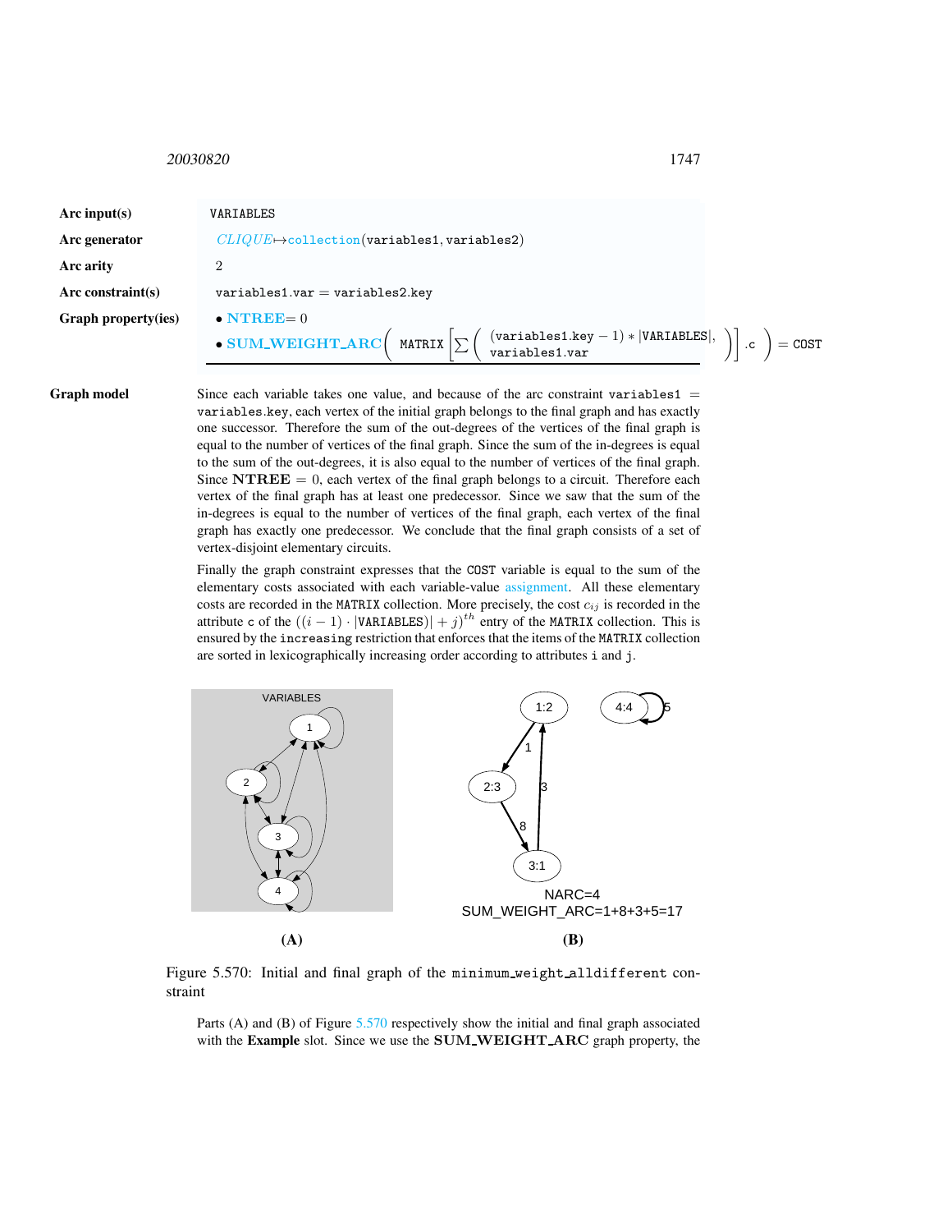| | |
|---|---|
| **Arc input(s)** | VARIABLES |
| **Arc generator** | *CLIQUE* $\mapsto$ collection(variables1, variables2) |
| **Arc arity** | 2 |
| **Arc constraint(s)** | variables1.var = variables2.key |
| **Graph property(ies)** | • **NTREE** = 0 <br> • **SUM_WEIGHT_ARC** $\left( \texttt{MATRIX} \left[ \sum \left( \begin{array}{l} (\texttt{variables1.key} - 1) * \lvert\texttt{VARIABLES}\rvert, \\ \texttt{variables1.var} \end{array} \right) \right] .\texttt{c} \right) = \texttt{COST}$ |

**Graph model** Since each variable takes one value, and because of the arc constraint variables1 = variables.key, each vertex of the initial graph belongs to the final graph and has exactly one successor. Therefore the sum of the out-degrees of the vertices of the final graph is equal to the number of vertices of the final graph. Since the sum of the in-degrees is equal to the sum of the out-degrees, it is also equal to the number of vertices of the final graph. Since **NTREE** = 0, each vertex of the final graph belongs to a circuit. Therefore each vertex of the final graph has at least one predecessor. Since we saw that the sum of the in-degrees is equal to the number of vertices of the final graph, each vertex of the final graph has exactly one predecessor. We conclude that the final graph consists of a set of vertex-disjoint elementary circuits.

Finally the graph constraint expresses that the COST variable is equal to the sum of the elementary costs associated with each variable-value assignment. All these elementary costs are recorded in the MATRIX collection. More precisely, the cost $c_{ij}$ is recorded in the attribute c of the $((i-1) \cdot |\texttt{VARIABLES}| + j)^{th}$ entry of the MATRIX collection. This is ensured by the increasing restriction that enforces that the items of the MATRIX collection are sorted in lexicographically increasing order according to attributes i and j.

Figure 5.570: Initial and final graph of the minimum_weight_alldifferent constraint

Parts (A) and (B) of Figure 5.570 respectively show the initial and final graph associated with the **Example** slot. Since we use the **SUM_WEIGHT_ARC** graph property, the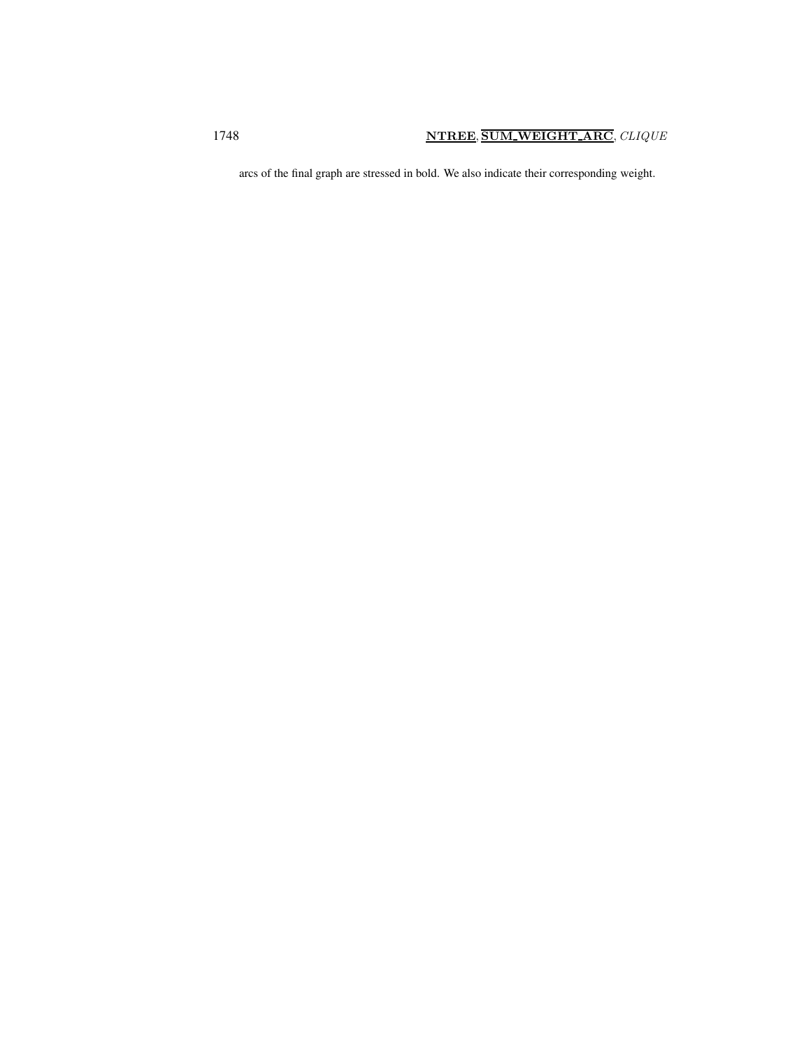arcs of the final graph are stressed in bold. We also indicate their corresponding weight.